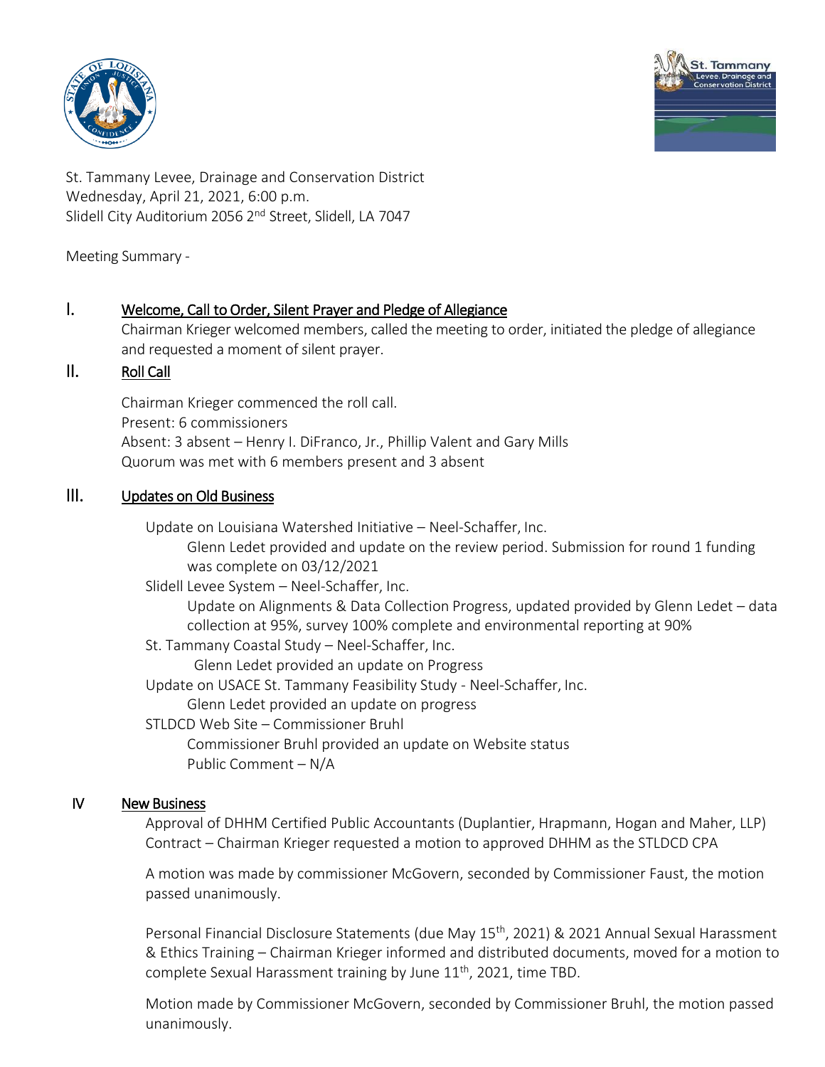St. Tammany Levee, Drainage and Conservation District
Wednesday, April 21, 2021, 6:00 p.m.
Slidell City Auditorium 2056 2nd Street, Slidell, LA 7047

Meeting Summary -

## I. Welcome, Call to Order, Silent Prayer and Pledge of Allegiance

Chairman Krieger welcomed members, called the meeting to order, initiated the pledge of allegiance and requested a moment of silent prayer.

## II. Roll Call

Chairman Krieger commenced the roll call.
Present: 6 commissioners
Absent: 3 absent – Henry I. DiFranco, Jr., Phillip Valent and Gary Mills
Quorum was met with 6 members present and 3 absent

## III. Updates on Old Business

Update on Louisiana Watershed Initiative – Neel-Schaffer, Inc.
Glenn Ledet provided and update on the review period. Submission for round 1 funding was complete on 03/12/2021

Slidell Levee System – Neel-Schaffer, Inc.
Update on Alignments & Data Collection Progress, updated provided by Glenn Ledet – data collection at 95%, survey 100% complete and environmental reporting at 90%

St. Tammany Coastal Study – Neel-Schaffer, Inc.
Glenn Ledet provided an update on Progress

Update on USACE St. Tammany Feasibility Study - Neel-Schaffer, Inc.
Glenn Ledet provided an update on progress

STLDCD Web Site – Commissioner Bruhl
Commissioner Bruhl provided an update on Website status
Public Comment – N/A

## IV New Business

Approval of DHHM Certified Public Accountants (Duplantier, Hrapmann, Hogan and Maher, LLP) Contract – Chairman Krieger requested a motion to approved DHHM as the STLDCD CPA

A motion was made by commissioner McGovern, seconded by Commissioner Faust, the motion passed unanimously.

Personal Financial Disclosure Statements (due May 15th, 2021) & 2021 Annual Sexual Harassment & Ethics Training – Chairman Krieger informed and distributed documents, moved for a motion to complete Sexual Harassment training by June 11th, 2021, time TBD.

Motion made by Commissioner McGovern, seconded by Commissioner Bruhl, the motion passed unanimously.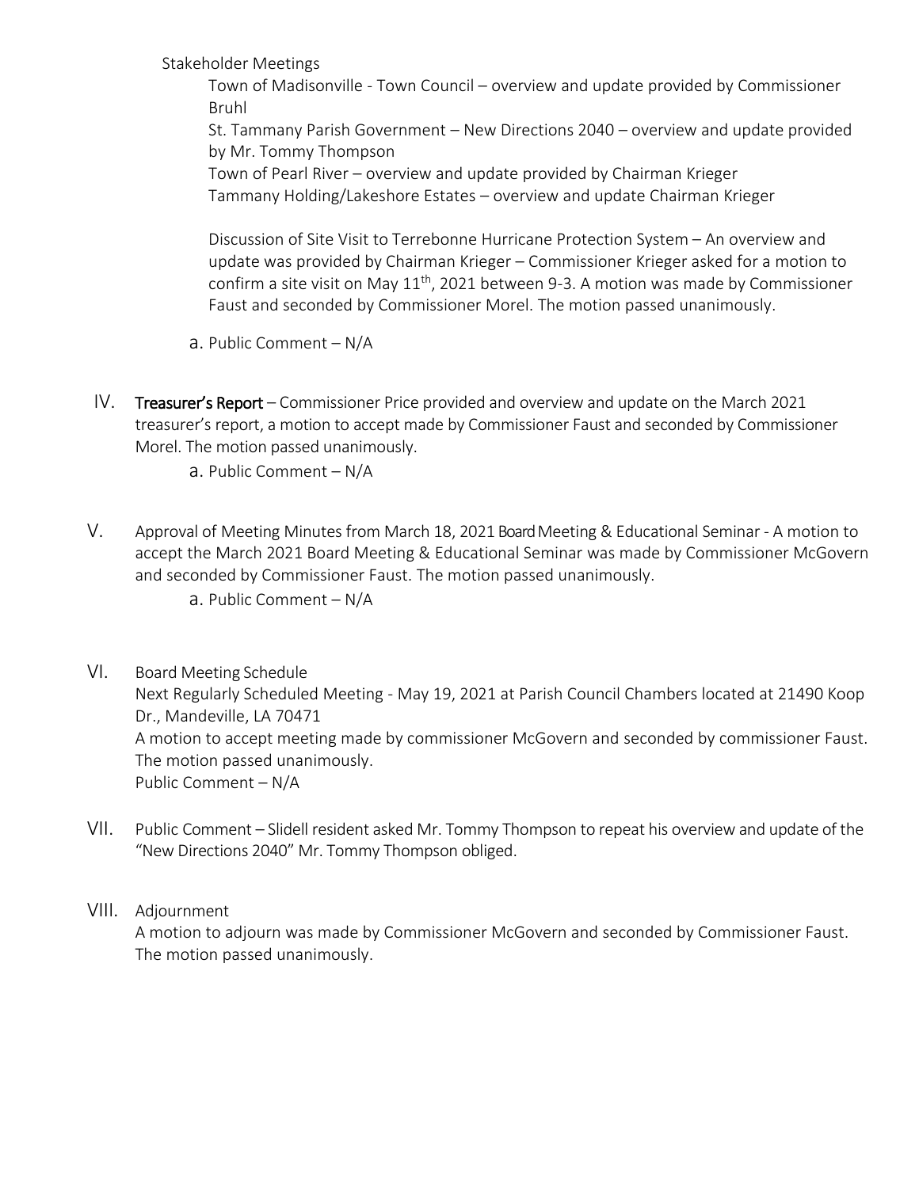Stakeholder Meetings

Town of Madisonville - Town Council – overview and update provided by Commissioner Bruhl

St. Tammany Parish Government – New Directions 2040 – overview and update provided by Mr. Tommy Thompson

Town of Pearl River – overview and update provided by Chairman Krieger

Tammany Holding/Lakeshore Estates – overview and update Chairman Krieger

Discussion of Site Visit to Terrebonne Hurricane Protection System – An overview and update was provided by Chairman Krieger – Commissioner Krieger asked for a motion to confirm a site visit on May 11th, 2021 between 9-3. A motion was made by Commissioner Faust and seconded by Commissioner Morel. The motion passed unanimously.

a. Public Comment – N/A

IV. **Treasurer's Report** – Commissioner Price provided and overview and update on the March 2021 treasurer's report, a motion to accept made by Commissioner Faust and seconded by Commissioner Morel. The motion passed unanimously.

a. Public Comment – N/A

V. Approval of Meeting Minutes from March 18, 2021 Board Meeting & Educational Seminar - A motion to accept the March 2021 Board Meeting & Educational Seminar was made by Commissioner McGovern and seconded by Commissioner Faust. The motion passed unanimously.

a. Public Comment – N/A

VI. Board Meeting Schedule

Next Regularly Scheduled Meeting - May 19, 2021 at Parish Council Chambers located at 21490 Koop Dr., Mandeville, LA 70471

A motion to accept meeting made by commissioner McGovern and seconded by commissioner Faust. The motion passed unanimously.

Public Comment – N/A

VII. Public Comment – Slidell resident asked Mr. Tommy Thompson to repeat his overview and update of the "New Directions 2040" Mr. Tommy Thompson obliged.

VIII. Adjournment

A motion to adjourn was made by Commissioner McGovern and seconded by Commissioner Faust. The motion passed unanimously.